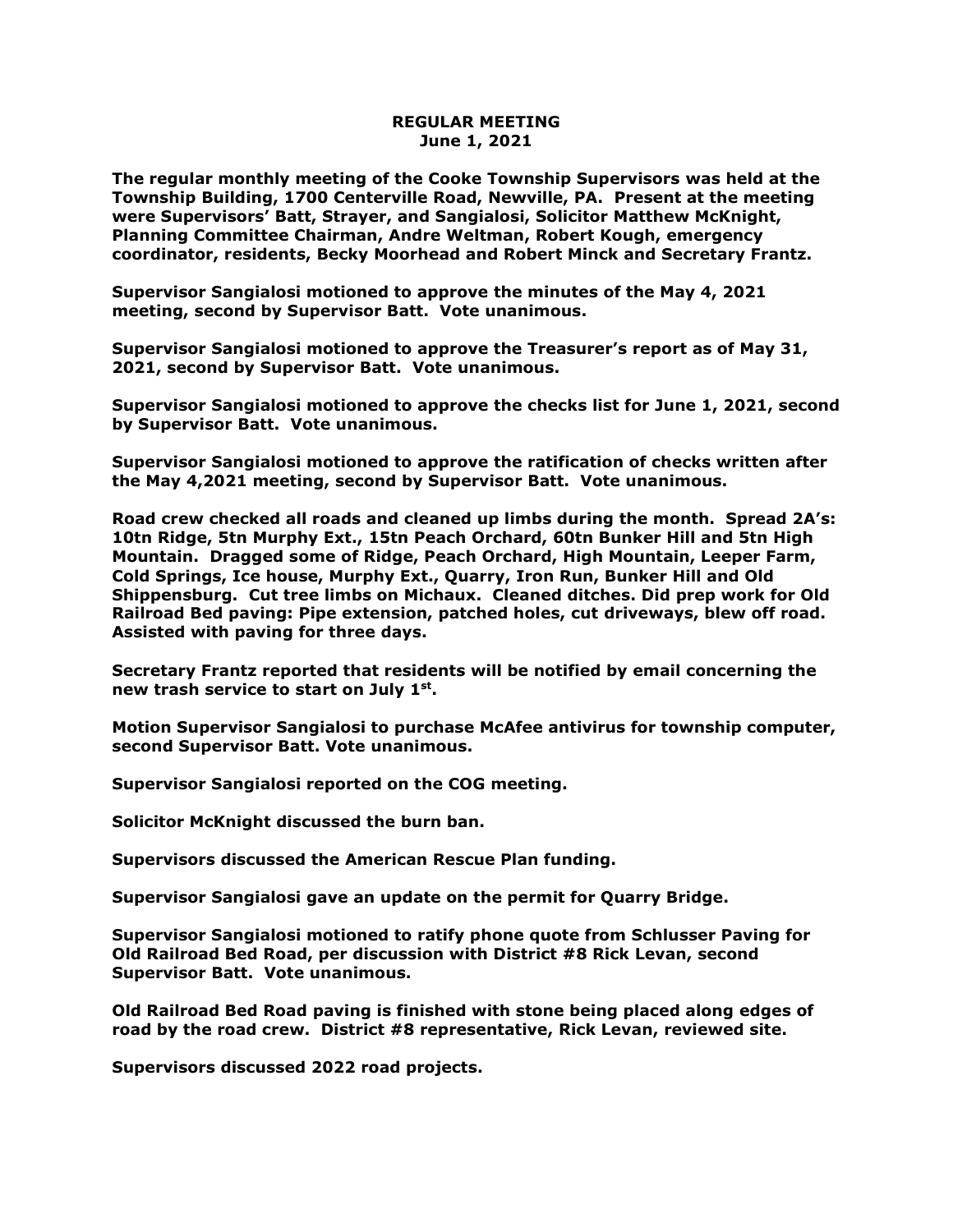**REGULAR MEETING**
**June 1, 2021**

**The regular monthly meeting of the Cooke Township Supervisors was held at the Township Building, 1700 Centerville Road, Newville, PA. Present at the meeting were Supervisors' Batt, Strayer, and Sangialosi, Solicitor Matthew McKnight, Planning Committee Chairman, Andre Weltman, Robert Kough, emergency coordinator, residents, Becky Moorhead and Robert Minck and Secretary Frantz.**

**Supervisor Sangialosi motioned to approve the minutes of the May 4, 2021 meeting, second by Supervisor Batt. Vote unanimous.**

**Supervisor Sangialosi motioned to approve the Treasurer's report as of May 31, 2021, second by Supervisor Batt. Vote unanimous.**

**Supervisor Sangialosi motioned to approve the checks list for June 1, 2021, second by Supervisor Batt. Vote unanimous.**

**Supervisor Sangialosi motioned to approve the ratification of checks written after the May 4,2021 meeting, second by Supervisor Batt. Vote unanimous.**

**Road crew checked all roads and cleaned up limbs during the month. Spread 2A's: 10tn Ridge, 5tn Murphy Ext., 15tn Peach Orchard, 60tn Bunker Hill and 5tn High Mountain. Dragged some of Ridge, Peach Orchard, High Mountain, Leeper Farm, Cold Springs, Ice house, Murphy Ext., Quarry, Iron Run, Bunker Hill and Old Shippensburg. Cut tree limbs on Michaux. Cleaned ditches. Did prep work for Old Railroad Bed paving: Pipe extension, patched holes, cut driveways, blew off road. Assisted with paving for three days.**

**Secretary Frantz reported that residents will be notified by email concerning the new trash service to start on July 1st.**

**Motion Supervisor Sangialosi to purchase McAfee antivirus for township computer, second Supervisor Batt. Vote unanimous.**

**Supervisor Sangialosi reported on the COG meeting.**

**Solicitor McKnight discussed the burn ban.**

**Supervisors discussed the American Rescue Plan funding.**

**Supervisor Sangialosi gave an update on the permit for Quarry Bridge.**

**Supervisor Sangialosi motioned to ratify phone quote from Schlusser Paving for Old Railroad Bed Road, per discussion with District #8 Rick Levan, second Supervisor Batt. Vote unanimous.**

**Old Railroad Bed Road paving is finished with stone being placed along edges of road by the road crew. District #8 representative, Rick Levan, reviewed site.**

**Supervisors discussed 2022 road projects.**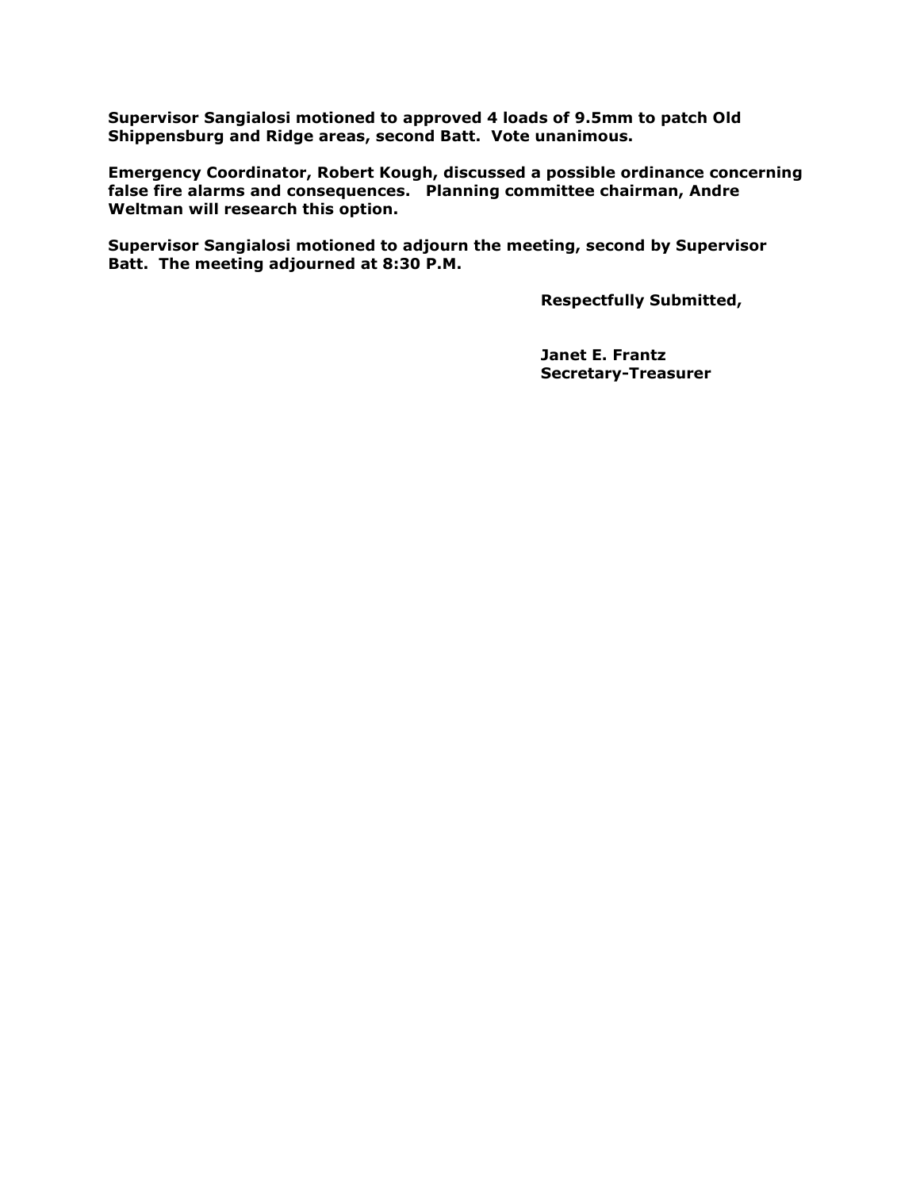**Supervisor Sangialosi motioned to approved 4 loads of 9.5mm to patch Old Shippensburg and Ridge areas, second Batt. Vote unanimous.**

**Emergency Coordinator, Robert Kough, discussed a possible ordinance concerning false fire alarms and consequences. Planning committee chairman, Andre Weltman will research this option.**

**Supervisor Sangialosi motioned to adjourn the meeting, second by Supervisor Batt. The meeting adjourned at 8:30 P.M.**

**Respectfully Submitted,**

**Janet E. Frantz**
**Secretary-Treasurer**